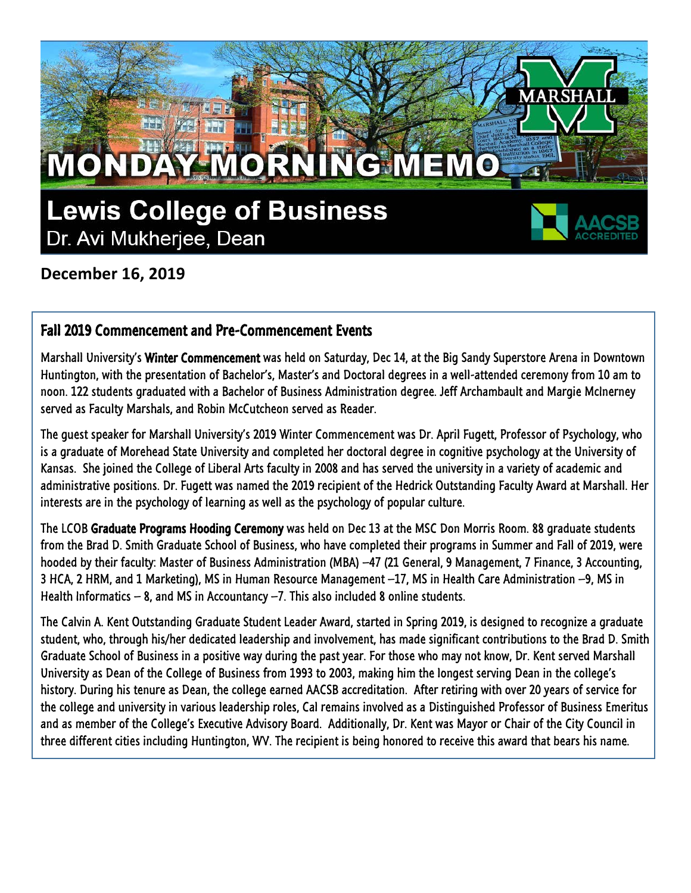# MONDAY MORNING MEMO

## Lewis College of Business

Dr. Avi Mukherjee, Dean

**December 16, 2019**

### Fall 2019 Commencement and Pre-Commencement Events

Marshall University's **Winter Commencement** was held on Saturday, Dec 14, at the Big Sandy Superstore Arena in Downtown Huntington, with the presentation of Bachelor's, Master's and Doctoral degrees in a well-attended ceremony from 10 am to noon. 122 students graduated with a Bachelor of Business Administration degree. Jeff Archambault and Margie McInerney served as Faculty Marshals, and Robin McCutcheon served as Reader.

The guest speaker for Marshall University's 2019 Winter Commencement was Dr. April Fugett, Professor of Psychology, who is a graduate of Morehead State University and completed her doctoral degree in cognitive psychology at the University of Kansas. She joined the College of Liberal Arts faculty in 2008 and has served the university in a variety of academic and administrative positions. Dr. Fugett was named the 2019 recipient of the Hedrick Outstanding Faculty Award at Marshall. Her interests are in the psychology of learning as well as the psychology of popular culture.

The LCOB **Graduate Programs Hooding Ceremony** was held on Dec 13 at the MSC Don Morris Room. 88 graduate students from the Brad D. Smith Graduate School of Business, who have completed their programs in Summer and Fall of 2019, were hooded by their faculty: Master of Business Administration (MBA) –47 (21 General, 9 Management, 7 Finance, 3 Accounting, 3 HCA, 2 HRM, and 1 Marketing), MS in Human Resource Management –17, MS in Health Care Administration –9, MS in Health Informatics – 8, and MS in Accountancy –7. This also included 8 online students.

The Calvin A. Kent Outstanding Graduate Student Leader Award, started in Spring 2019, is designed to recognize a graduate student, who, through his/her dedicated leadership and involvement, has made significant contributions to the Brad D. Smith Graduate School of Business in a positive way during the past year. For those who may not know, Dr. Kent served Marshall University as Dean of the College of Business from 1993 to 2003, making him the longest serving Dean in the college's history. During his tenure as Dean, the college earned AACSB accreditation. After retiring with over 20 years of service for the college and university in various leadership roles, Cal remains involved as a Distinguished Professor of Business Emeritus and as member of the College's Executive Advisory Board. Additionally, Dr. Kent was Mayor or Chair of the City Council in three different cities including Huntington, WV. The recipient is being honored to receive this award that bears his name.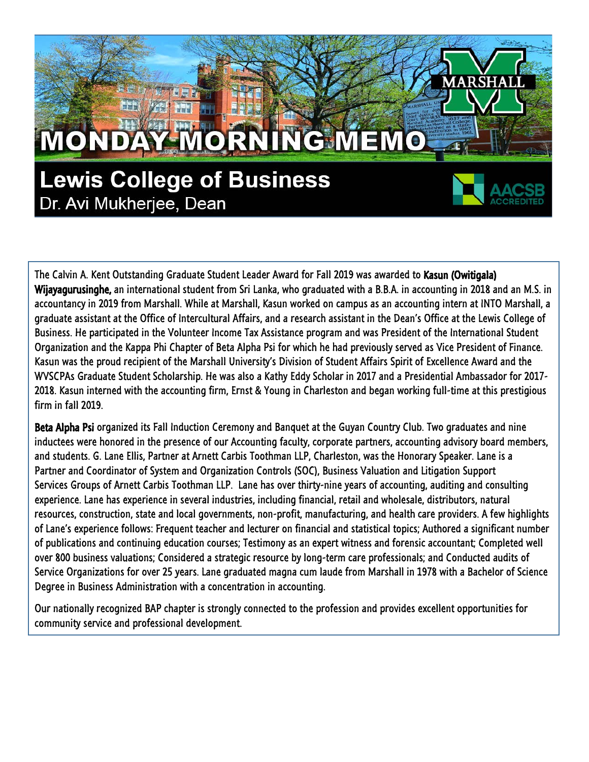# MONDAY MORNING MEMO

## Lewis College of Business

Dr. Avi Mukherjee, Dean

The Calvin A. Kent Outstanding Graduate Student Leader Award for Fall 2019 was awarded to **Kasun (Owitigala) Wijayagurusinghe,** an international student from Sri Lanka, who graduated with a B.B.A. in accounting in 2018 and an M.S. in accountancy in 2019 from Marshall. While at Marshall, Kasun worked on campus as an accounting intern at INTO Marshall, a graduate assistant at the Office of Intercultural Affairs, and a research assistant in the Dean's Office at the Lewis College of Business. He participated in the Volunteer Income Tax Assistance program and was President of the International Student Organization and the Kappa Phi Chapter of Beta Alpha Psi for which he had previously served as Vice President of Finance. Kasun was the proud recipient of the Marshall University's Division of Student Affairs Spirit of Excellence Award and the WVSCPAs Graduate Student Scholarship. He was also a Kathy Eddy Scholar in 2017 and a Presidential Ambassador for 2017-2018. Kasun interned with the accounting firm, Ernst & Young in Charleston and began working full-time at this prestigious firm in fall 2019.

**Beta Alpha Psi** organized its Fall Induction Ceremony and Banquet at the Guyan Country Club. Two graduates and nine inductees were honored in the presence of our Accounting faculty, corporate partners, accounting advisory board members, and students. G. Lane Ellis, Partner at Arnett Carbis Toothman LLP, Charleston, was the Honorary Speaker. Lane is a Partner and Coordinator of System and Organization Controls (SOC), Business Valuation and Litigation Support Services Groups of Arnett Carbis Toothman LLP. Lane has over thirty-nine years of accounting, auditing and consulting experience. Lane has experience in several industries, including financial, retail and wholesale, distributors, natural resources, construction, state and local governments, non-profit, manufacturing, and health care providers. A few highlights of Lane's experience follows: Frequent teacher and lecturer on financial and statistical topics; Authored a significant number of publications and continuing education courses; Testimony as an expert witness and forensic accountant; Completed well over 800 business valuations; Considered a strategic resource by long-term care professionals; and Conducted audits of Service Organizations for over 25 years. Lane graduated magna cum laude from Marshall in 1978 with a Bachelor of Science Degree in Business Administration with a concentration in accounting.

Our nationally recognized BAP chapter is strongly connected to the profession and provides excellent opportunities for community service and professional development.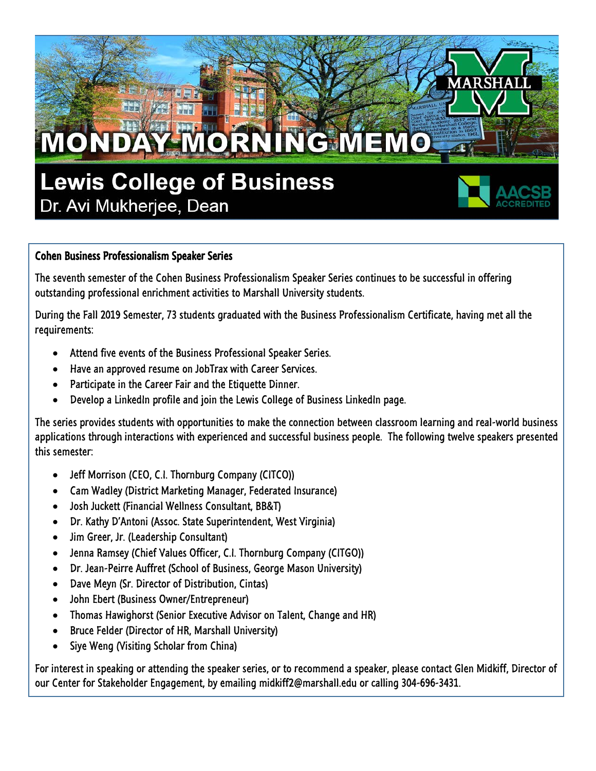# MONDAY MORNING MEMO

## Lewis College of Business

Dr. Avi Mukherjee, Dean

### Cohen Business Professionalism Speaker Series

The seventh semester of the Cohen Business Professionalism Speaker Series continues to be successful in offering outstanding professional enrichment activities to Marshall University students.

During the Fall 2019 Semester, 73 students graduated with the Business Professionalism Certificate, having met all the requirements:

- Attend five events of the Business Professional Speaker Series.
- Have an approved resume on JobTrax with Career Services.
- Participate in the Career Fair and the Etiquette Dinner.
- Develop a LinkedIn profile and join the Lewis College of Business LinkedIn page.

The series provides students with opportunities to make the connection between classroom learning and real-world business applications through interactions with experienced and successful business people. The following twelve speakers presented this semester:

- Jeff Morrison (CEO, C.I. Thornburg Company (CITCO))
- Cam Wadley (District Marketing Manager, Federated Insurance)
- Josh Juckett (Financial Wellness Consultant, BB&T)
- Dr. Kathy D'Antoni (Assoc. State Superintendent, West Virginia)
- Jim Greer, Jr. (Leadership Consultant)
- Jenna Ramsey (Chief Values Officer, C.I. Thornburg Company (CITGO))
- Dr. Jean-Peirre Auffret (School of Business, George Mason University)
- Dave Meyn (Sr. Director of Distribution, Cintas)
- John Ebert (Business Owner/Entrepreneur)
- Thomas Hawighorst (Senior Executive Advisor on Talent, Change and HR)
- Bruce Felder (Director of HR, Marshall University)
- Siye Weng (Visiting Scholar from China)

For interest in speaking or attending the speaker series, or to recommend a speaker, please contact Glen Midkiff, Director of our Center for Stakeholder Engagement, by emailing midkiff2@marshall.edu or calling 304-696-3431.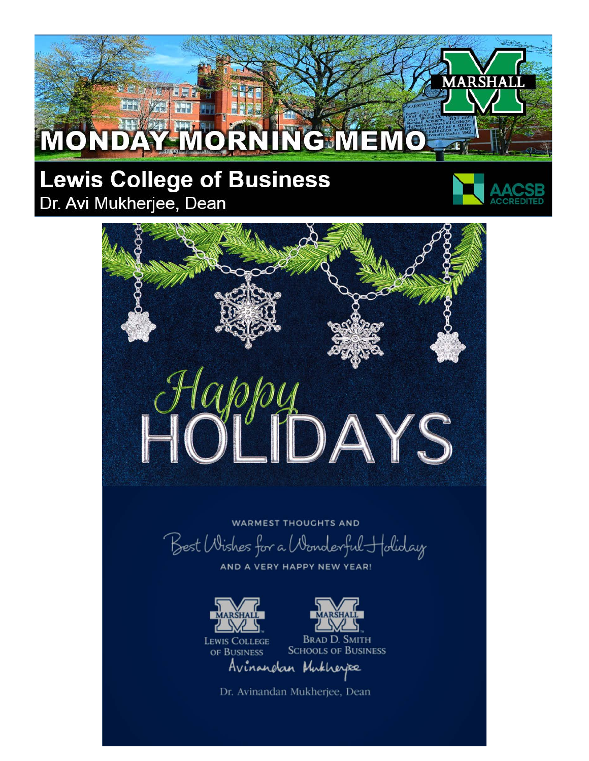# MONDAY MORNING MEMO

## Lewis College of Business

Dr. Avi Mukherjee, Dean

Happy HOLIDAYS

WARMEST THOUGHTS AND

Best Wishes for a Wonderful Holiday

AND A VERY HAPPY NEW YEAR!

MARSHALL LEWIS COLLEGE OF BUSINESS

MARSHALL BRAD D. SMITH SCHOOLS OF BUSINESS

Avinandan Mukherjee

Dr. Avinandan Mukherjee, Dean